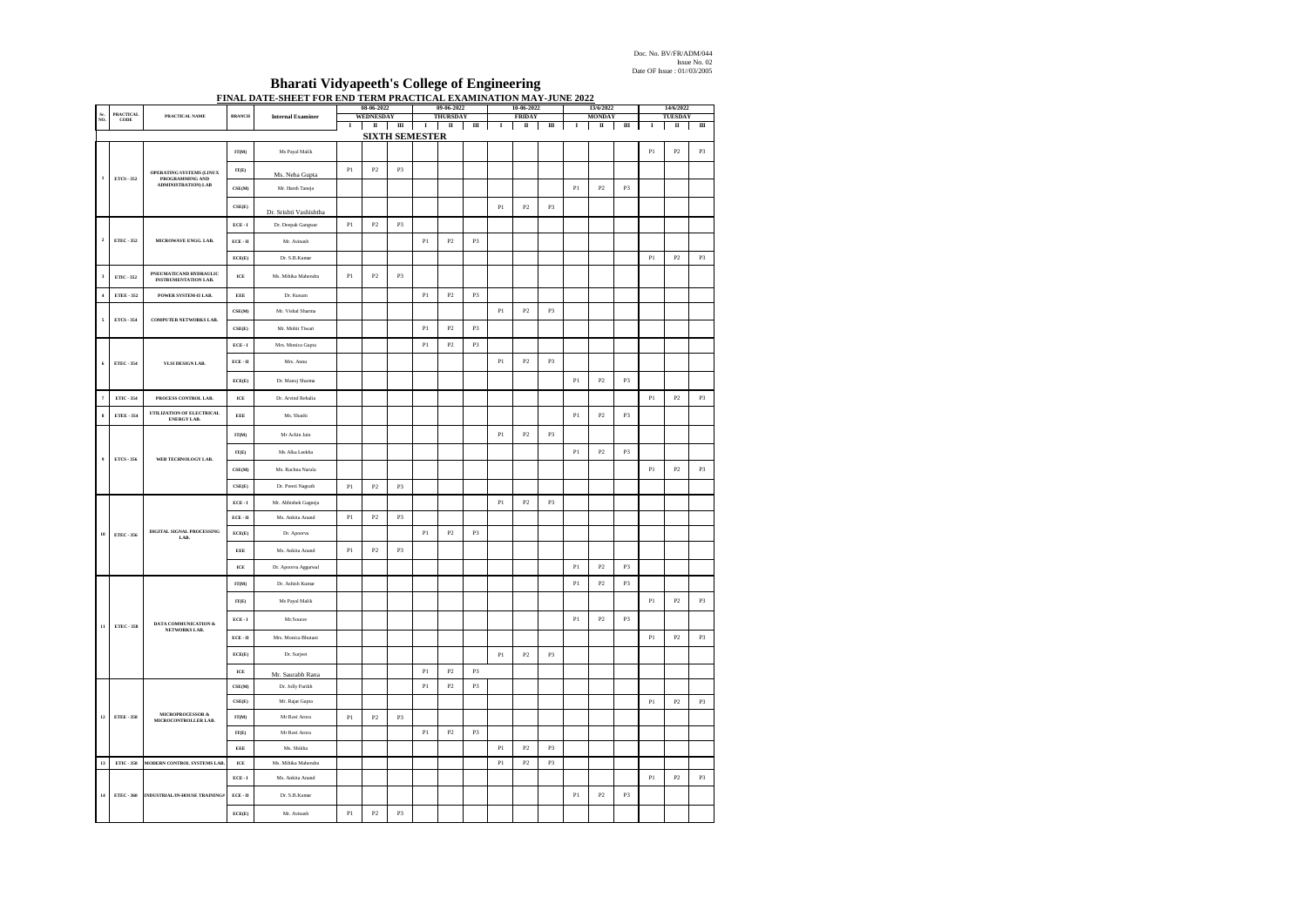Doc. No. BV/FR/ADM/044
Issue No. 02
Date OF Issue : 01/03/2005

# Bharati Vidyapeeth's College of Engineering

## FINAL DATE-SHEET FOR END TERM PRACTICAL EXAMINATION MAY-JUNE 2022

| Sr. NO. | PRACTICAL CODE | PRACTICAL NAME | BRANCH | Internal Examiner | 08-06-2022 WEDNESDAY | | | 09-06-2022 THURSDAY | | | 10-06-2022 FRIDAY | | | 13/6/2022 MONDAY | | | 14/6/2022 TUESDAY | | |
|---|---|---|---|---|---|---|---|---|---|---|---|---|---|---|---|---|---|---|---|
| | | | | | I | II | III | I | II | III | I | II | III | I | II | III | I | II | III |
| **SIXTH SEMESTER** | | | | | | | | | | | | | | | | | | | |
| 1 | ETCS - 352 | OPERATING SYSTEMS (LINUX PROGRAMMING AND ADMINISTRATION) LAB | IT(M) | Ms Payal Malik | | | | | | | | | | | | | P1 | P2 | P3 |
| | | | IT(E) | Ms. Neha Gupta | P1 | P2 | P3 | | | | | | | | | | | | |
| | | | CSE(M) | Mr. Harsh Taneja | | | | | | | | | | P1 | P2 | P3 | | | |
| | | | CSE(E) | Dr. Srishti Vashishtha | | | | | | | P1 | P2 | P3 | | | | | | |
| 2 | ETEC - 352 | MICROWAVE ENGG. LAB. | ECE - I | Dr. Deepak Gangwar | P1 | P2 | P3 | | | | | | | | | | | | |
| | | | ECE - II | Mr. Avinash | | | | P1 | P2 | P3 | | | | | | | | | |
| | | | ECE(E) | Dr. S.B.Kumar | | | | | | | | | | | | | P1 | P2 | P3 |
| 3 | ETIC - 352 | PNEUMATICAND HYDRAULIC INSTRUMENTATION LAB. | ICE | Ms. Mihika Maheeshu | P1 | P2 | P3 | | | | | | | | | | | | |
| 4 | ETEE - 352 | POWER SYSTEM-II LAB. | EEE | Dr. Kusum | | | | P1 | P2 | P3 | | | | | | | | | |
| 5 | ETCS - 354 | COMPUTER NETWORKS LAB. | CSE(M) | Mr. Vishal Sharma | | | | | | | P1 | P2 | P3 | | | | | | |
| | | | CSE(E) | Mr. Mohit Tiwari | | | | P1 | P2 | P3 | | | | | | | | | |
| 6 | ETEC - 354 | VLSI DESIGN LAB. | ECE - I | Mrs. Monica Gupta | | | | P1 | P2 | P3 | | | | | | | | | |
| | | | ECE - II | Mrs. Annu | | | | | | | P1 | P2 | P3 | | | | | | |
| | | | ECE(E) | Dr. Manoj Sharma | | | | | | | | | | P1 | P2 | P3 | | | |
| 7 | ETIC - 354 | PROCESS CONTROL LAB. | ICE | Dr. Arvind Rehalia | | | | | | | | | | | | | P1 | P2 | P3 |
| 8 | ETEE - 354 | UTILIZATION OF ELECTRICAL ENERGY LAB. | EEE | Ms. Shushi | | | | | | | | | | P1 | P2 | P3 | | | |
| 9 | ETCS - 356 | WEB TECHNOLOGY LAB. | IT(M) | Mr Achin Jain | | | | | | | P1 | P2 | P3 | | | | | | |
| | | | IT(E) | Ms Alka Leekha | | | | | | | | | | P1 | P2 | P3 | | | |
| | | | CSE(M) | Ms. Rachna Narula | | | | | | | | | | | | | P1 | P2 | P3 |
| | | | CSE(E) | Dr. Preeti Nagrath | P1 | P2 | P3 | | | | | | | | | | | | |
| 10 | ETEC - 356 | DIGITAL SIGNAL PROCESSING LAB. | ECE - I | Mr. Abhishek Gagneja | | | | | | | P1 | P2 | P3 | | | | | | |
| | | | ECE - II | Ms. Ankita Anand | P1 | P2 | P3 | | | | | | | | | | | | |
| | | | ECE(E) | Dr. Apoorva | | | | P1 | P2 | P3 | | | | | | | | | |
| | | | EEE | Ms. Ankita Anand | P1 | P2 | P3 | | | | | | | | | | | | |
| | | | ICE | Dr. Apoorva Aggarwal | | | | | | | | | | P1 | P2 | P3 | | | |
| 11 | ETEC - 358 | DATA COMMUNICATION & NETWORKS LAB. | IT(M) | Dr. Ashish Kumar | | | | | | | | | | P1 | P2 | P3 | | | |
| | | | IT(E) | Ms Payal Malik | | | | | | | | | | | | | P1 | P2 | P3 |
| | | | ECE - I | Mr.Sourav | | | | | | | | | | P1 | P2 | P3 | | | |
| | | | ECE - II | Mrs. Monica Bhutani | | | | | | | | | | | | | P1 | P2 | P3 |
| | | | ECE(E) | Dr. Surjeet | | | | | | | P1 | P2 | P3 | | | | | | |
| | | | ICE | Mr. Saurabh Rana | | | | P1 | P2 | P3 | | | | | | | | | |
| 12 | ETEE - 358 | MICROPROCESSOR & MICROCONTROLLER LAB. | CSE(M) | Dr. Jolly Parikh | | | | P1 | P2 | P3 | | | | | | | | | |
| | | | CSE(E) | Mr. Rajat Gupta | | | | | | | | | | | | | P1 | P2 | P3 |
| | | | IT(M) | Mr Ravi Arora | P1 | P2 | P3 | | | | | | | | | | | | |
| | | | IT(E) | Mr Ravi Arora | | | | P1 | P2 | P3 | | | | | | | | | |
| | | | EEE | Ms. Shikha | | | | | | | P1 | P2 | P3 | | | | | | |
| 13 | ETIC - 358 | MODERN CONTROL SYSTEMS LAB. | ICE | Ms. Mihika Mahendru | | | | | | | P1 | P2 | P3 | | | | | | |
| 14 | ETEC - 360 | INDUSTRIAL/IN-HOUSE TRAINING# | ECE - I | Ms. Ankita Anand | | | | | | | | | | | | | P1 | P2 | P3 |
| | | | ECE - II | Dr. S.B.Kumar | | | | | | | | | | P1 | P2 | P3 | | | |
| | | | ECE(E) | Mr. Avinash | P1 | P2 | P3 | | | | | | | | | | | | |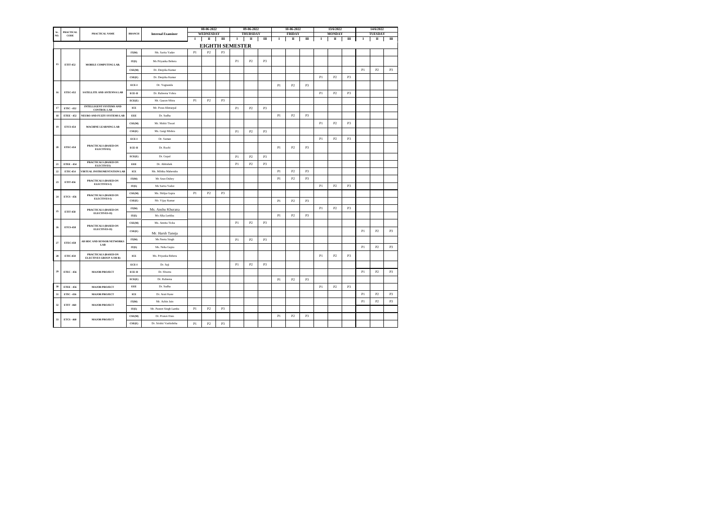| Sr. NO. | PRACTICAL CODE | PRACTICAL NAME | BRANCH | Internal Examiner | 08-06-2022 | | | 09-06-2022 | | | 10-06-2022 | | | 13/6/2022 | | | 14/6/2022 | | |
|---|---|---|---|---|---|---|---|---|---|---|---|---|---|---|---|---|---|---|---|
| | | | | | WEDNESDAY | | | THURSDAY | | | FRIDAY | | | MONDAY | | | TUESDAY | | |
| | | | | | I | II | III | I | II | III | I | II | III | I | II | III | I | II | III |
| **EIGHTH SEMESTER** | | | | | | | | | | | | | | | | | | | |
| 15 | ETIT-452 | MOBILE COMPUTING LAB | IT(M) | Ms. Sarita Yadav | P1 | P2 | P3 | | | | | | | | | | | | |
| | | | IT(E) | Ms Priyanka Behera | | | | P1 | P2 | P3 | | | | | | | | | |
| | | | CSE(M) | Dr. Deepika Kumar | | | | | | | | | | | | | P1 | P2 | P3 |
| | | | CSE(E) | Dr. Deepika Kumar | | | | | | | | | | P1 | P2 | P3 | | | |
| 16 | ETEC-452 | SATELLITE AND ANTENNA LAB | ECE-I | Dr. Yugnanda | | | | | | | P1 | P2 | P3 | | | | | | |
| | | | ECE-II | Dr. Rubeena Vohra | | | | | | | | | | P1 | P2 | P3 | | | |
| | | | ECE(E) | Mr. Gaurav Mitra | P1 | P2 | P3 | | | | | | | | | | | | |
| 17 | ETIC - 452 | INTELLIGENT SYSTEMS AND CONTROL LAB | ICE | Mr. Paras Khetarpal | | | | P1 | P2 | P3 | | | | | | | | | |
| 18 | ETEE - 452 | NEURO AND FUZZY SYSTEMS LAB | EEE | Dr. Sudha | | | | | | | P1 | P2 | P3 | | | | | | |
| 19 | ETCS-454 | MACHINE LEARNING LAB | CSE(M) | Mr. Mohit Tiwari | | | | | | | | | | P1 | P2 | P3 | | | |
| | | | CSE(E) | Ms. Gargi Mishra | | | | P1 | P2 | P3 | | | | | | | | | |
| 20 | ETEC-454 | PRACTICALS (BASED ON ELECTIVES) | ECE-I | Dr. Suman | | | | | | | | | | P1 | P2 | P3 | | | |
| | | | ECE-II | Dr. Ruchi | | | | | | | P1 | P2 | P3 | | | | | | |
| | | | ECE(E) | Dr. Gopal | | | | P1 | P2 | P3 | | | | | | | | | |
| 21 | ETEE - 454 | PRACTICALS (BASED ON ELECTIVES) | EEE | Dr. Abhishek | | | | P1 | P2 | P3 | | | | | | | | | |
| 22 | ETIC-454 | VIRTUAL INSTRUMENTATION LAB | ICE | Ms. Mihika Mahendra | | | | | | | P1 | P2 | P3 | | | | | | |
| 23 | ETIT-456 | PRACTICALS (BASED ON ELECTIVES-I) | IT(M) | Mr Arun Dubey | | | | | | | P1 | P2 | P3 | | | | | | |
| | | | IT(E) | Ms Sarita Yadav | | | | | | | | | | P1 | P2 | P3 | | | |
| 24 | ETCS - 456 | PRACTICALS (BASED ON ELECTIVES-I) | CSE(M) | Ms. Shilpa Gupta | P1 | P2 | P3 | | | | | | | | | | | | |
| | | | CSE(E) | Mr. Vijay Kumar | | | | | | | P1 | P2 | P3 | | | | | | |
| 25 | ETIT-458 | PRACTICALS (BASED ON ELECTIVES-II) | IT(M) | Ms. Anshu Khurana | | | | | | | | | | P1 | P2 | P3 | | | |
| | | | IT(E) | Ms Alka Leekha | | | | | | | P1 | P2 | P3 | | | | | | |
| 26 | ETCS-458 | PRACTICALS (BASED ON ELECTIVES-II) | CSE(M) | Ms. Amrita Ticku | | | | P1 | P2 | P3 | | | | | | | | | |
| | | | CSE(E) | Mr. Harsh Taneja | | | | | | | | | | | | | P1 | P2 | P3 |
| 27 | ETEC-458 | AD HOC AND SENSOR NETWORKS LAB | IT(M) | Ms Neeta Singh | | | | P1 | P2 | P3 | | | | | | | | | |
| | | | IT(E) | Ms. Neha Gupta | | | | | | | | | | | | | P1 | P2 | P3 |
| 28 | ETIC-458 | PRACTICALS (BASED ON ELECTIVES GROUP A OR B) | ICE | Ms. Priyanka Behera | | | | | | | | | | P1 | P2 | P3 | | | |
| 29 | ETEC - 456 | MAJOR PROJECT | ECE-I | Dr. Saji | | | | P1 | P2 | P3 | | | | | | | | | |
| | | | ECE-II | Dr. Shweta | | | | | | | | | | | | | P1 | P2 | P3 |
| | | | ECE(E) | Dr. Rubeena | | | | | | | P1 | P2 | P3 | | | | | | |
| 30 | ETEE - 456 | MAJOR PROJECT | EEE | Dr. Sudha | | | | | | | | | | P1 | P2 | P3 | | | |
| 31 | ETIC - 456 | MAJOR PROJECT | ICE | Dr. Arati Kane | | | | | | | | | | | | | P1 | P2 | P3 |
| 32 | ETIT - 460 | MAJOR PROJECT | IT(M) | Mr. Achin Jain | | | | | | | | | | | | | P1 | P2 | P3 |
| | | | IT(E) | Mr. Puneet Singh Lamba | P1 | P2 | P3 | | | | | | | | | | | | |
| 33 | ETCS - 460 | MAJOR PROJECT | CSE(M) | Dr. Pranav Dass | | | | | | | P1 | P2 | P3 | | | | | | |
| | | | CSE(E) | Dr. Srishti Vashishtha | P1 | P2 | P3 | | | | | | | | | | | | |